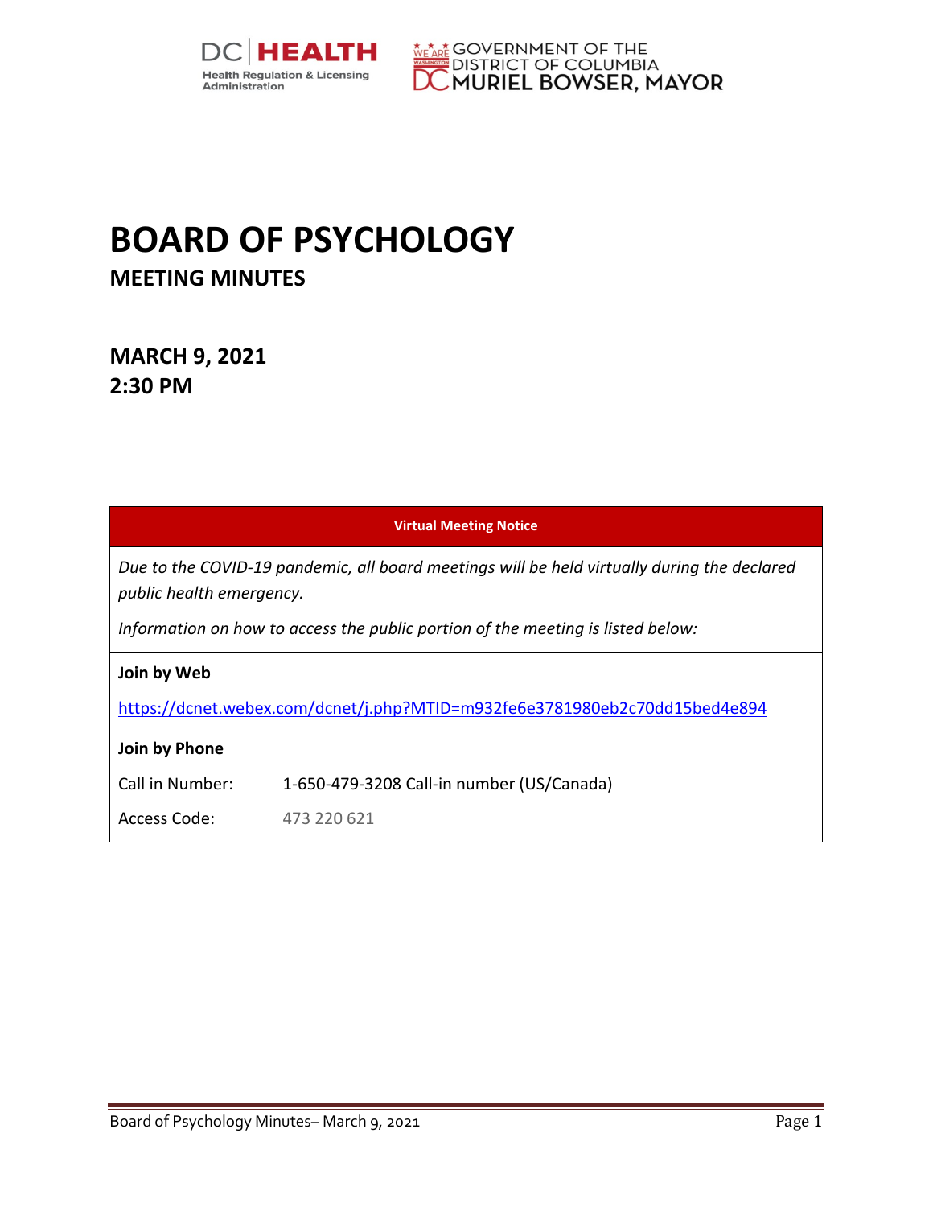DC HEALTH
Health Regulation & Licensing Administration

GOVERNMENT OF THE DISTRICT OF COLUMBIA
MURIEL BOWSER, MAYOR

# BOARD OF PSYCHOLOGY

## MEETING MINUTES

### MARCH 9, 2021
### 2:30 PM

| Virtual Meeting Notice | |
|---|---|
| *Due to the COVID-19 pandemic, all board meetings will be held virtually during the declared public health emergency.* | |
| *Information on how to access the public portion of the meeting is listed below:* | |
| **Join by Web** | |
| https://dcnet.webex.com/dcnet/j.php?MTID=m932fe6e3781980eb2c70dd15bed4e894 | |
| **Join by Phone** | |
| Call in Number: | 1-650-479-3208 Call-in number (US/Canada) |
| Access Code: | 473 220 621 |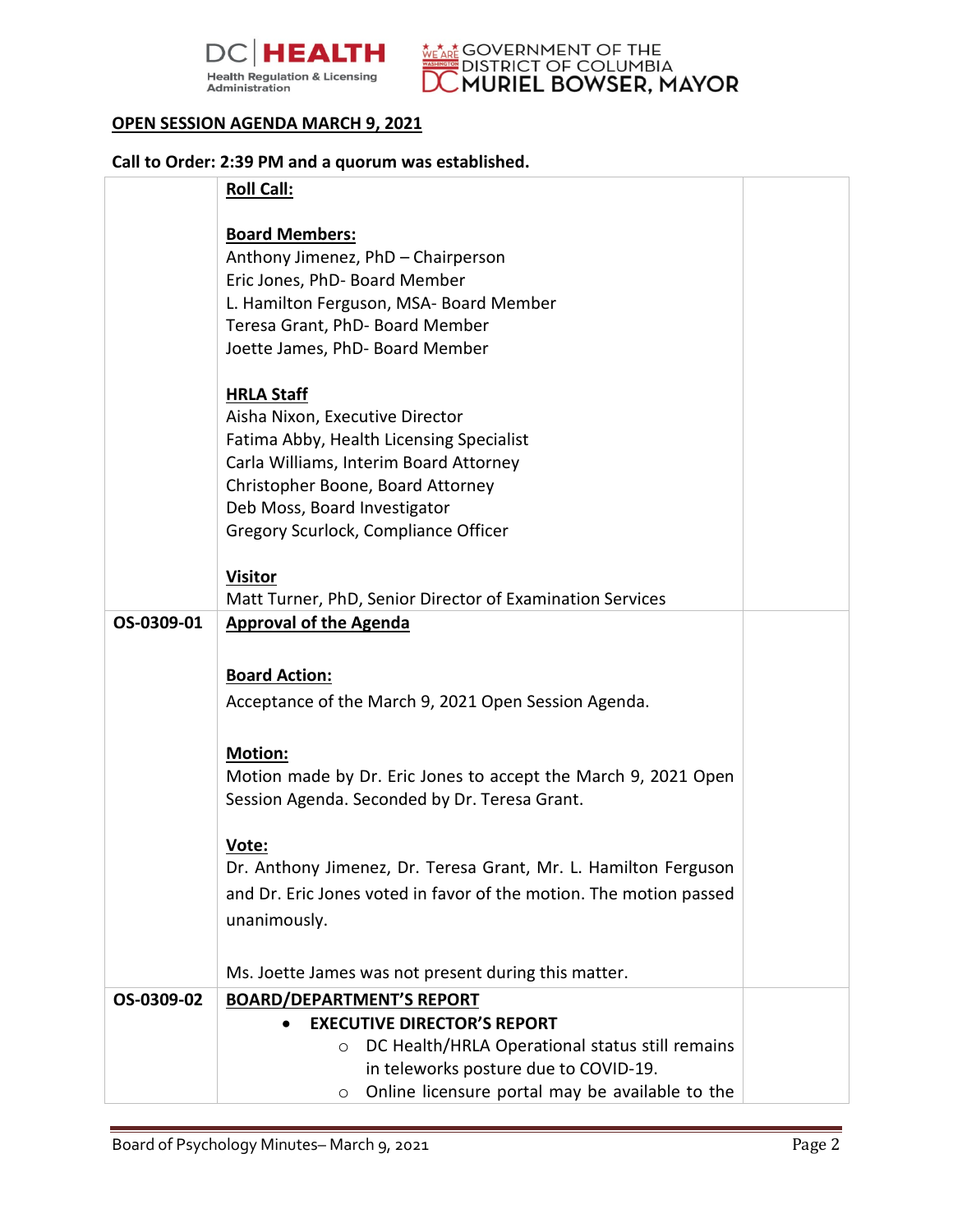**OPEN SESSION AGENDA MARCH 9, 2021**

**Call to Order: 2:39 PM and a quorum was established.**

| | | |
|---|---|---|
| | **Roll Call:**<br><br>**Board Members:**<br>Anthony Jimenez, PhD – Chairperson<br>Eric Jones, PhD- Board Member<br>L. Hamilton Ferguson, MSA- Board Member<br>Teresa Grant, PhD- Board Member<br>Joette James, PhD- Board Member<br><br>**HRLA Staff**<br>Aisha Nixon, Executive Director<br>Fatima Abby, Health Licensing Specialist<br>Carla Williams, Interim Board Attorney<br>Christopher Boone, Board Attorney<br>Deb Moss, Board Investigator<br>Gregory Scurlock, Compliance Officer<br><br>**Visitor**<br>Matt Turner, PhD, Senior Director of Examination Services | |
| OS-0309-01 | **Approval of the Agenda**<br><br>**Board Action:**<br>Acceptance of the March 9, 2021 Open Session Agenda.<br><br>**Motion:**<br>Motion made by Dr. Eric Jones to accept the March 9, 2021 Open Session Agenda. Seconded by Dr. Teresa Grant.<br><br>**Vote:**<br>Dr. Anthony Jimenez, Dr. Teresa Grant, Mr. L. Hamilton Ferguson and Dr. Eric Jones voted in favor of the motion. The motion passed unanimously.<br><br>Ms. Joette James was not present during this matter. | |
| OS-0309-02 | **BOARD/DEPARTMENT'S REPORT**<br>• **EXECUTIVE DIRECTOR'S REPORT**<br>  ○ DC Health/HRLA Operational status still remains in teleworks posture due to COVID-19.<br>  ○ Online licensure portal may be available to the | |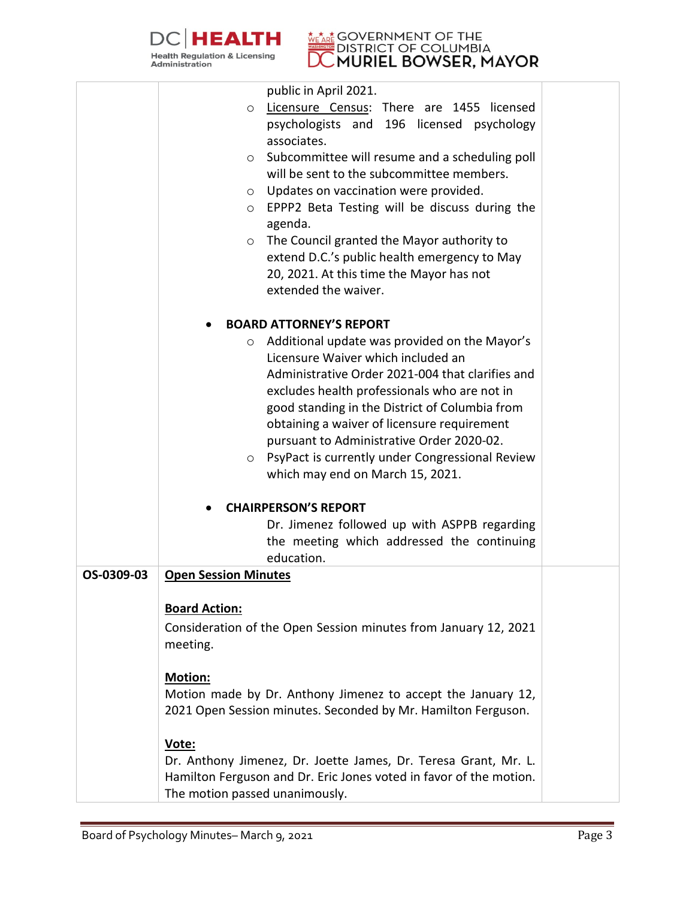| | | |
|---|---|---|
| | public in April 2021.<br>◦ Licensure Census: There are 1455 licensed psychologists and 196 licensed psychology associates.<br>◦ Subcommittee will resume and a scheduling poll will be sent to the subcommittee members.<br>◦ Updates on vaccination were provided.<br>◦ EPPP2 Beta Testing will be discuss during the agenda.<br>◦ The Council granted the Mayor authority to extend D.C.'s public health emergency to May 20, 2021. At this time the Mayor has not extended the waiver.<br><br>• **BOARD ATTORNEY'S REPORT**<br>◦ Additional update was provided on the Mayor's Licensure Waiver which included an Administrative Order 2021-004 that clarifies and excludes health professionals who are not in good standing in the District of Columbia from obtaining a waiver of licensure requirement pursuant to Administrative Order 2020-02.<br>◦ PsyPact is currently under Congressional Review which may end on March 15, 2021.<br><br>• **CHAIRPERSON'S REPORT**<br>Dr. Jimenez followed up with ASPPB regarding the meeting which addressed the continuing education. | |
| **OS-0309-03** | **Open Session Minutes**<br><br>**Board Action:**<br>Consideration of the Open Session minutes from January 12, 2021 meeting.<br><br>**Motion:**<br>Motion made by Dr. Anthony Jimenez to accept the January 12, 2021 Open Session minutes. Seconded by Mr. Hamilton Ferguson.<br><br>**Vote:**<br>Dr. Anthony Jimenez, Dr. Joette James, Dr. Teresa Grant, Mr. L. Hamilton Ferguson and Dr. Eric Jones voted in favor of the motion. The motion passed unanimously. | |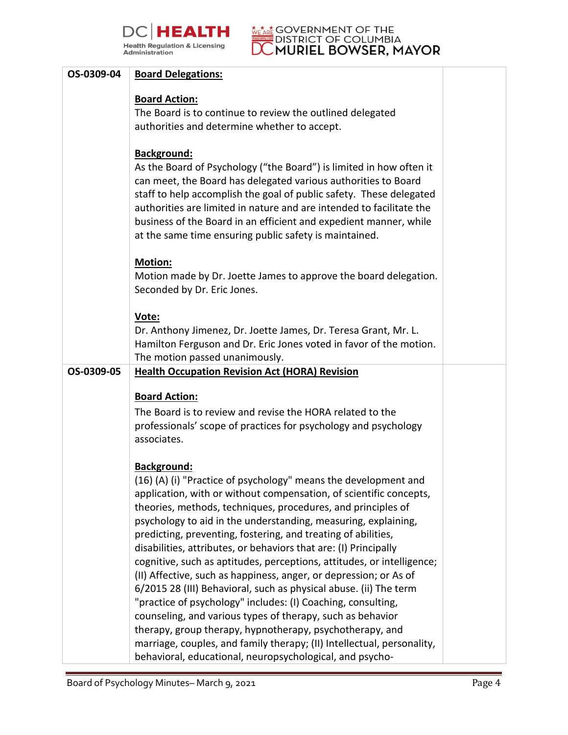| | | |
|---|---|---|
| OS-0309-04 | **Board Delegations:**<br><br>**Board Action:**<br>The Board is to continue to review the outlined delegated authorities and determine whether to accept.<br><br>**Background:**<br>As the Board of Psychology ("the Board") is limited in how often it can meet, the Board has delegated various authorities to Board staff to help accomplish the goal of public safety. These delegated authorities are limited in nature and are intended to facilitate the business of the Board in an efficient and expedient manner, while at the same time ensuring public safety is maintained.<br><br>**Motion:**<br>Motion made by Dr. Joette James to approve the board delegation. Seconded by Dr. Eric Jones.<br><br>**Vote:**<br>Dr. Anthony Jimenez, Dr. Joette James, Dr. Teresa Grant, Mr. L. Hamilton Ferguson and Dr. Eric Jones voted in favor of the motion. The motion passed unanimously. | |
| OS-0309-05 | **Health Occupation Revision Act (HORA) Revision**<br><br>**Board Action:**<br>The Board is to review and revise the HORA related to the professionals' scope of practices for psychology and psychology associates.<br><br>**Background:**<br>(16) (A) (i) "Practice of psychology" means the development and application, with or without compensation, of scientific concepts, theories, methods, techniques, procedures, and principles of psychology to aid in the understanding, measuring, explaining, predicting, preventing, fostering, and treating of abilities, disabilities, attributes, or behaviors that are: (I) Principally cognitive, such as aptitudes, perceptions, attitudes, or intelligence; (II) Affective, such as happiness, anger, or depression; or As of 6/2015 28 (III) Behavioral, such as physical abuse. (ii) The term "practice of psychology" includes: (I) Coaching, consulting, counseling, and various types of therapy, such as behavior therapy, group therapy, hypnotherapy, psychotherapy, and marriage, couples, and family therapy; (II) Intellectual, personality, behavioral, educational, neuropsychological, and psycho- | |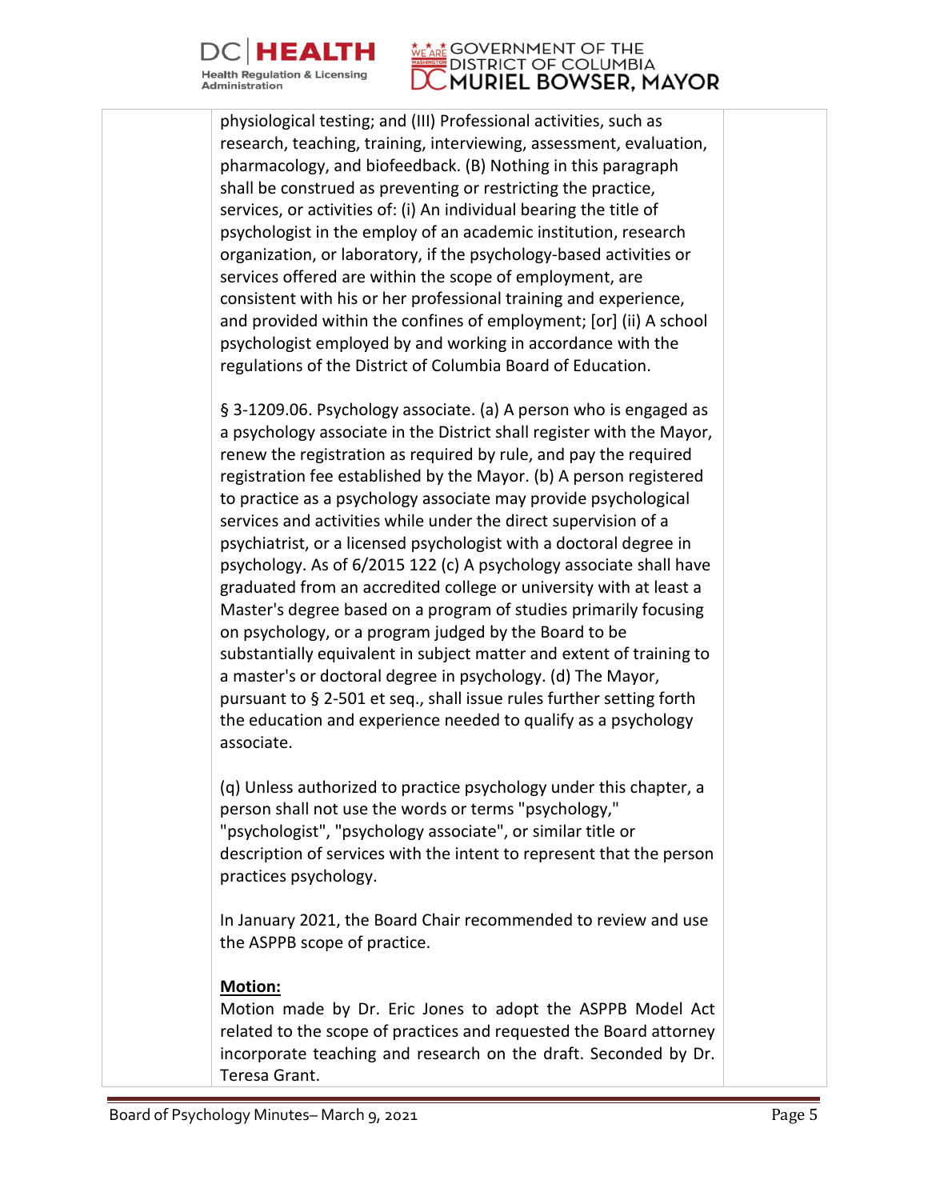physiological testing; and (III) Professional activities, such as research, teaching, training, interviewing, assessment, evaluation, pharmacology, and biofeedback. (B) Nothing in this paragraph shall be construed as preventing or restricting the practice, services, or activities of: (i) An individual bearing the title of psychologist in the employ of an academic institution, research organization, or laboratory, if the psychology-based activities or services offered are within the scope of employment, are consistent with his or her professional training and experience, and provided within the confines of employment; [or] (ii) A school psychologist employed by and working in accordance with the regulations of the District of Columbia Board of Education.

§ 3-1209.06. Psychology associate. (a) A person who is engaged as a psychology associate in the District shall register with the Mayor, renew the registration as required by rule, and pay the required registration fee established by the Mayor. (b) A person registered to practice as a psychology associate may provide psychological services and activities while under the direct supervision of a psychiatrist, or a licensed psychologist with a doctoral degree in psychology. As of 6/2015 122 (c) A psychology associate shall have graduated from an accredited college or university with at least a Master's degree based on a program of studies primarily focusing on psychology, or a program judged by the Board to be substantially equivalent in subject matter and extent of training to a master's or doctoral degree in psychology. (d) The Mayor, pursuant to § 2-501 et seq., shall issue rules further setting forth the education and experience needed to qualify as a psychology associate.

(q) Unless authorized to practice psychology under this chapter, a person shall not use the words or terms "psychology," "psychologist", "psychology associate", or similar title or description of services with the intent to represent that the person practices psychology.

In January 2021, the Board Chair recommended to review and use the ASPPB scope of practice.

**Motion:**

Motion made by Dr. Eric Jones to adopt the ASPPB Model Act related to the scope of practices and requested the Board attorney incorporate teaching and research on the draft. Seconded by Dr. Teresa Grant.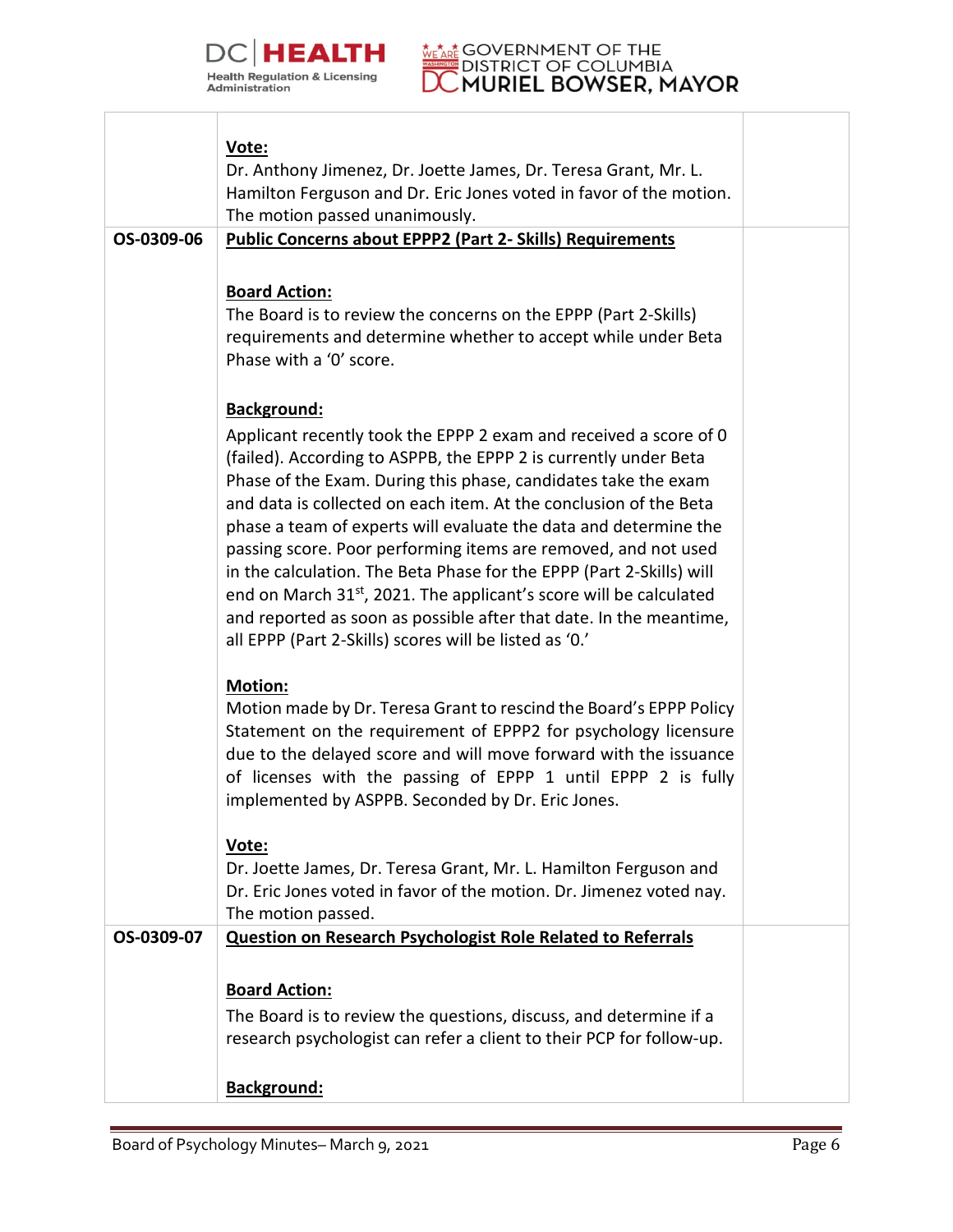| | | |
|---|---|---|
| | **Vote:**<br>Dr. Anthony Jimenez, Dr. Joette James, Dr. Teresa Grant, Mr. L. Hamilton Ferguson and Dr. Eric Jones voted in favor of the motion. The motion passed unanimously. | |
| **OS-0309-06** | **Public Concerns about EPPP2 (Part 2- Skills) Requirements**<br><br>**Board Action:**<br>The Board is to review the concerns on the EPPP (Part 2-Skills) requirements and determine whether to accept while under Beta Phase with a '0' score.<br><br>**Background:**<br>Applicant recently took the EPPP 2 exam and received a score of 0 (failed). According to ASPPB, the EPPP 2 is currently under Beta Phase of the Exam. During this phase, candidates take the exam and data is collected on each item. At the conclusion of the Beta phase a team of experts will evaluate the data and determine the passing score. Poor performing items are removed, and not used in the calculation. The Beta Phase for the EPPP (Part 2-Skills) will end on March 31st, 2021. The applicant's score will be calculated and reported as soon as possible after that date. In the meantime, all EPPP (Part 2-Skills) scores will be listed as '0.'<br><br>**Motion:**<br>Motion made by Dr. Teresa Grant to rescind the Board's EPPP Policy Statement on the requirement of EPPP2 for psychology licensure due to the delayed score and will move forward with the issuance of licenses with the passing of EPPP 1 until EPPP 2 is fully implemented by ASPPB. Seconded by Dr. Eric Jones.<br><br>**Vote:**<br>Dr. Joette James, Dr. Teresa Grant, Mr. L. Hamilton Ferguson and Dr. Eric Jones voted in favor of the motion. Dr. Jimenez voted nay. The motion passed. | |
| **OS-0309-07** | **Question on Research Psychologist Role Related to Referrals**<br><br>**Board Action:**<br>The Board is to review the questions, discuss, and determine if a research psychologist can refer a client to their PCP for follow-up.<br><br>**Background:** | |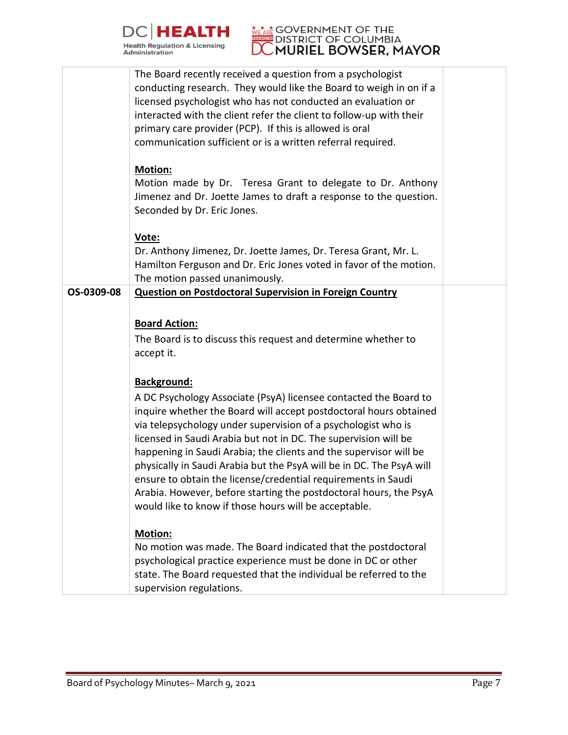| | | |
|---|---|---|
| | The Board recently received a question from a psychologist conducting research. They would like the Board to weigh in on if a licensed psychologist who has not conducted an evaluation or interacted with the client refer the client to follow-up with their primary care provider (PCP). If this is allowed is oral communication sufficient or is a written referral required.<br><br>**Motion:**<br>Motion made by Dr. Teresa Grant to delegate to Dr. Anthony Jimenez and Dr. Joette James to draft a response to the question. Seconded by Dr. Eric Jones.<br><br>**Vote:**<br>Dr. Anthony Jimenez, Dr. Joette James, Dr. Teresa Grant, Mr. L. Hamilton Ferguson and Dr. Eric Jones voted in favor of the motion. The motion passed unanimously. | |
| **OS-0309-08** | **Question on Postdoctoral Supervision in Foreign Country**<br><br>**Board Action:**<br>The Board is to discuss this request and determine whether to accept it.<br><br>**Background:**<br>A DC Psychology Associate (PsyA) licensee contacted the Board to inquire whether the Board will accept postdoctoral hours obtained via telepsychology under supervision of a psychologist who is licensed in Saudi Arabia but not in DC. The supervision will be happening in Saudi Arabia; the clients and the supervisor will be physically in Saudi Arabia but the PsyA will be in DC. The PsyA will ensure to obtain the license/credential requirements in Saudi Arabia. However, before starting the postdoctoral hours, the PsyA would like to know if those hours will be acceptable.<br><br>**Motion:**<br>No motion was made. The Board indicated that the postdoctoral psychological practice experience must be done in DC or other state. The Board requested that the individual be referred to the supervision regulations. | |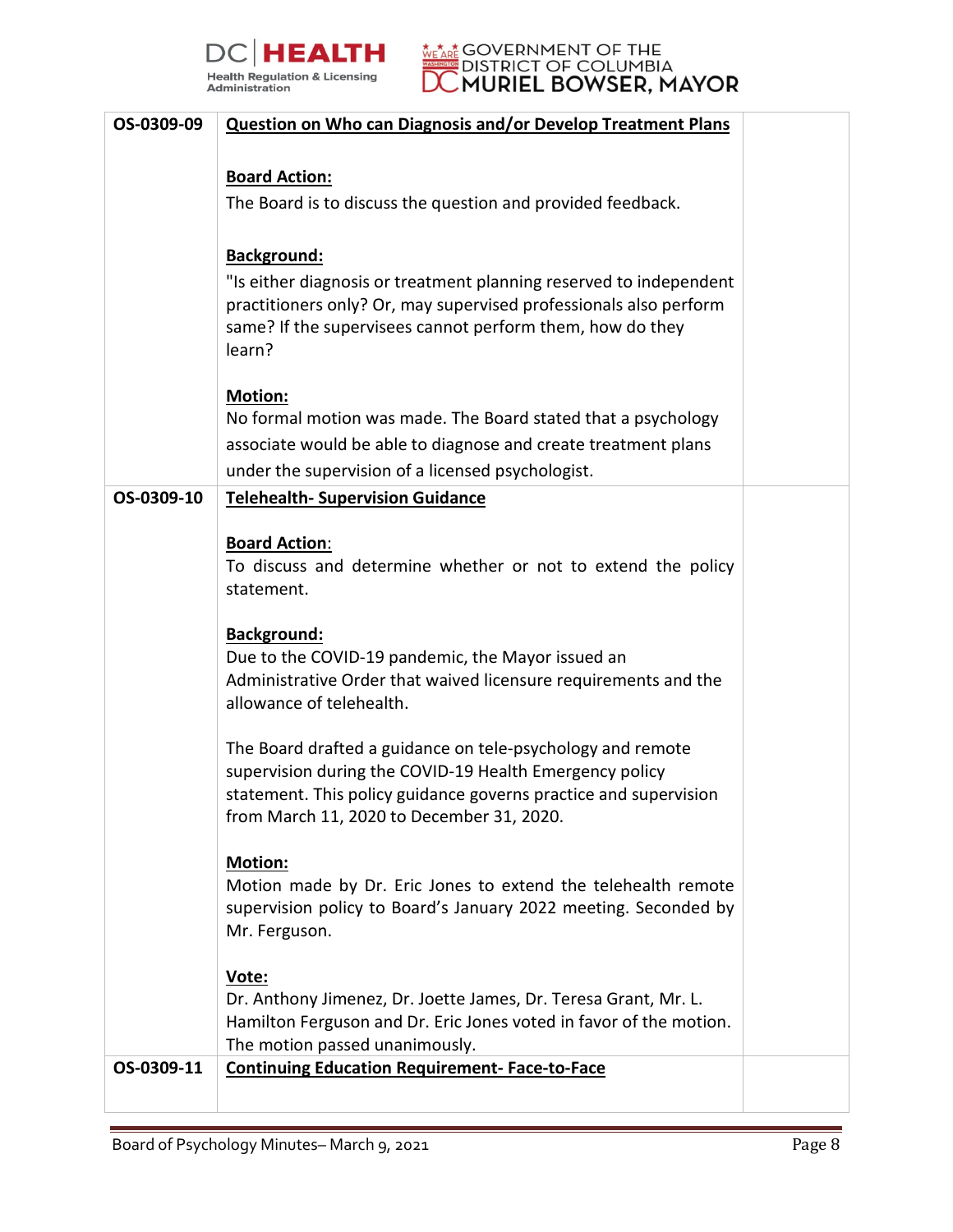| | | |
|---|---|---|
| OS-0309-09 | **Question on Who can Diagnosis and/or Develop Treatment Plans**<br><br>**Board Action:**<br>The Board is to discuss the question and provided feedback.<br><br>**Background:**<br>"Is either diagnosis or treatment planning reserved to independent practitioners only? Or, may supervised professionals also perform same? If the supervisees cannot perform them, how do they learn?<br><br>**Motion:**<br>No formal motion was made. The Board stated that a psychology associate would be able to diagnose and create treatment plans under the supervision of a licensed psychologist. | |
| OS-0309-10 | **Telehealth- Supervision Guidance**<br><br>**Board Action:**<br>To discuss and determine whether or not to extend the policy statement.<br><br>**Background:**<br>Due to the COVID-19 pandemic, the Mayor issued an Administrative Order that waived licensure requirements and the allowance of telehealth.<br><br>The Board drafted a guidance on tele-psychology and remote supervision during the COVID-19 Health Emergency policy statement. This policy guidance governs practice and supervision from March 11, 2020 to December 31, 2020.<br><br>**Motion:**<br>Motion made by Dr. Eric Jones to extend the telehealth remote supervision policy to Board's January 2022 meeting. Seconded by Mr. Ferguson.<br><br>**Vote:**<br>Dr. Anthony Jimenez, Dr. Joette James, Dr. Teresa Grant, Mr. L. Hamilton Ferguson and Dr. Eric Jones voted in favor of the motion. The motion passed unanimously. | |
| OS-0309-11 | **Continuing Education Requirement- Face-to-Face** | |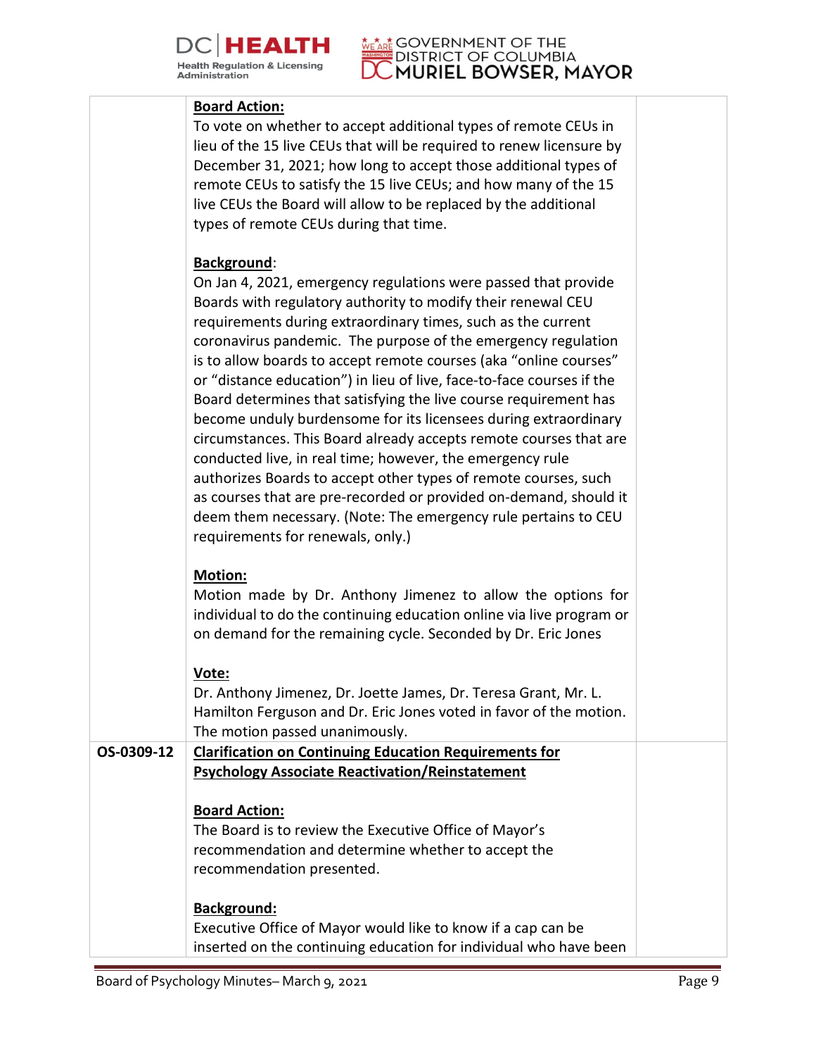| | | |
|---|---|---|
| | **Board Action:**<br>To vote on whether to accept additional types of remote CEUs in lieu of the 15 live CEUs that will be required to renew licensure by December 31, 2021; how long to accept those additional types of remote CEUs to satisfy the 15 live CEUs; and how many of the 15 live CEUs the Board will allow to be replaced by the additional types of remote CEUs during that time.<br><br>**Background**:<br>On Jan 4, 2021, emergency regulations were passed that provide Boards with regulatory authority to modify their renewal CEU requirements during extraordinary times, such as the current coronavirus pandemic. The purpose of the emergency regulation is to allow boards to accept remote courses (aka "online courses" or "distance education") in lieu of live, face-to-face courses if the Board determines that satisfying the live course requirement has become unduly burdensome for its licensees during extraordinary circumstances. This Board already accepts remote courses that are conducted live, in real time; however, the emergency rule authorizes Boards to accept other types of remote courses, such as courses that are pre-recorded or provided on-demand, should it deem them necessary. (Note: The emergency rule pertains to CEU requirements for renewals, only.)<br><br>**Motion:**<br>Motion made by Dr. Anthony Jimenez to allow the options for individual to do the continuing education online via live program or on demand for the remaining cycle. Seconded by Dr. Eric Jones<br><br>**Vote:**<br>Dr. Anthony Jimenez, Dr. Joette James, Dr. Teresa Grant, Mr. L. Hamilton Ferguson and Dr. Eric Jones voted in favor of the motion. The motion passed unanimously. | |
| OS-0309-12 | **Clarification on Continuing Education Requirements for Psychology Associate Reactivation/Reinstatement**<br><br>**Board Action:**<br>The Board is to review the Executive Office of Mayor's recommendation and determine whether to accept the recommendation presented.<br><br>**Background:**<br>Executive Office of Mayor would like to know if a cap can be inserted on the continuing education for individual who have been | |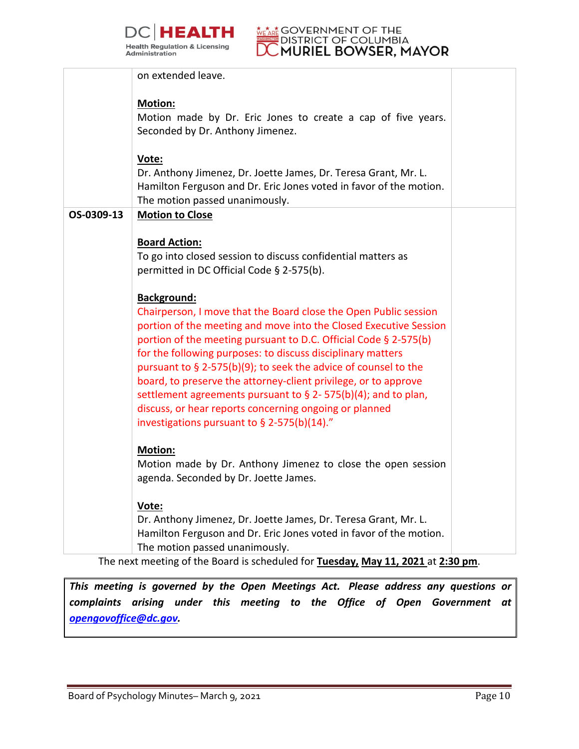| | | |
|---|---|---|
| | on extended leave.<br><br>**Motion:**<br>Motion made by Dr. Eric Jones to create a cap of five years. Seconded by Dr. Anthony Jimenez.<br><br>**Vote:**<br>Dr. Anthony Jimenez, Dr. Joette James, Dr. Teresa Grant, Mr. L. Hamilton Ferguson and Dr. Eric Jones voted in favor of the motion. The motion passed unanimously. | |
| **OS-0309-13** | **Motion to Close**<br><br>**Board Action:**<br>To go into closed session to discuss confidential matters as permitted in DC Official Code § 2-575(b).<br><br>**Background:**<br>Chairperson, I move that the Board close the Open Public session portion of the meeting and move into the Closed Executive Session portion of the meeting pursuant to D.C. Official Code § 2-575(b) for the following purposes: to discuss disciplinary matters pursuant to § 2-575(b)(9); to seek the advice of counsel to the board, to preserve the attorney-client privilege, or to approve settlement agreements pursuant to § 2- 575(b)(4); and to plan, discuss, or hear reports concerning ongoing or planned investigations pursuant to § 2-575(b)(14)."<br><br>**Motion:**<br>Motion made by Dr. Anthony Jimenez to close the open session agenda. Seconded by Dr. Joette James.<br><br>**Vote:**<br>Dr. Anthony Jimenez, Dr. Joette James, Dr. Teresa Grant, Mr. L. Hamilton Ferguson and Dr. Eric Jones voted in favor of the motion. The motion passed unanimously. | |

The next meeting of the Board is scheduled for **Tuesday, May 11, 2021** at **2:30 pm**.

***This meeting is governed by the Open Meetings Act. Please address any questions or complaints arising under this meeting to the Office of Open Government at [opengovoffice@dc.gov](mailto:opengovoffice@dc.gov).***